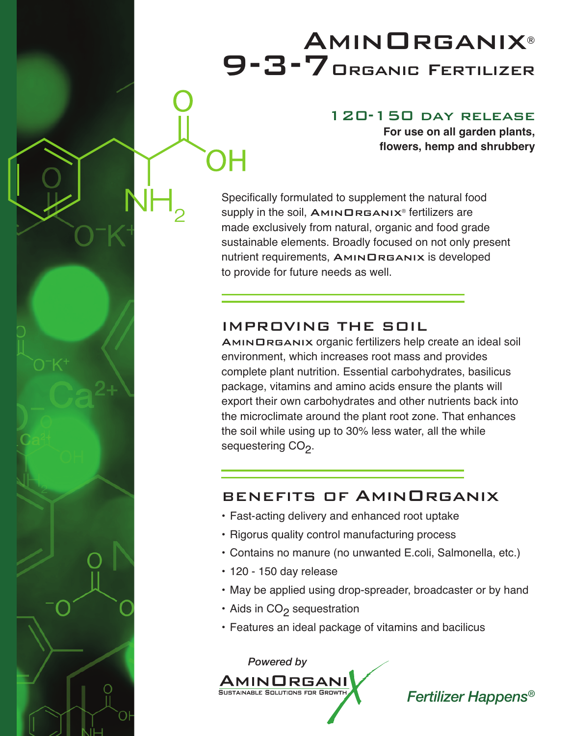# AminOrganix®

# 9-3-7 Organic Fertilizer

## 120-150 day release

**For use on all garden plants, flowers, hemp and shrubbery**

Specifically formulated to supplement the natural food supply in the soil, AminOrganix® fertilizers are made exclusively from natural, organic and food grade sustainable elements. Broadly focused on not only present nutrient requirements, AminOrganix is developed to provide for future needs as well.

## Improving the Soil

AminOrganix organic fertilizers help create an ideal soil environment, which increases root mass and provides complete plant nutrition. Essential carbohydrates, basilicus package, vitamins and amino acids ensure the plants will export their own carbohydrates and other nutrients back into the microclimate around the plant root zone. That enhances the soil while using up to 30% less water, all the while sequestering $CO_2$.

## Benefits of AminOrganix

- Fast-acting delivery and enhanced root uptake
- Rigorus quality control manufacturing process
- Contains no manure (no unwanted E.coli, Salmonella, etc.)
- 120 - 150 day release
- May be applied using drop-spreader, broadcaster or by hand
- Aids in $CO_2$ sequestration
- Features an ideal package of vitamins and bacilicus

*Powered by*

AminOrganix
Sustainable Solutions for Growth

*Fertilizer Happens®*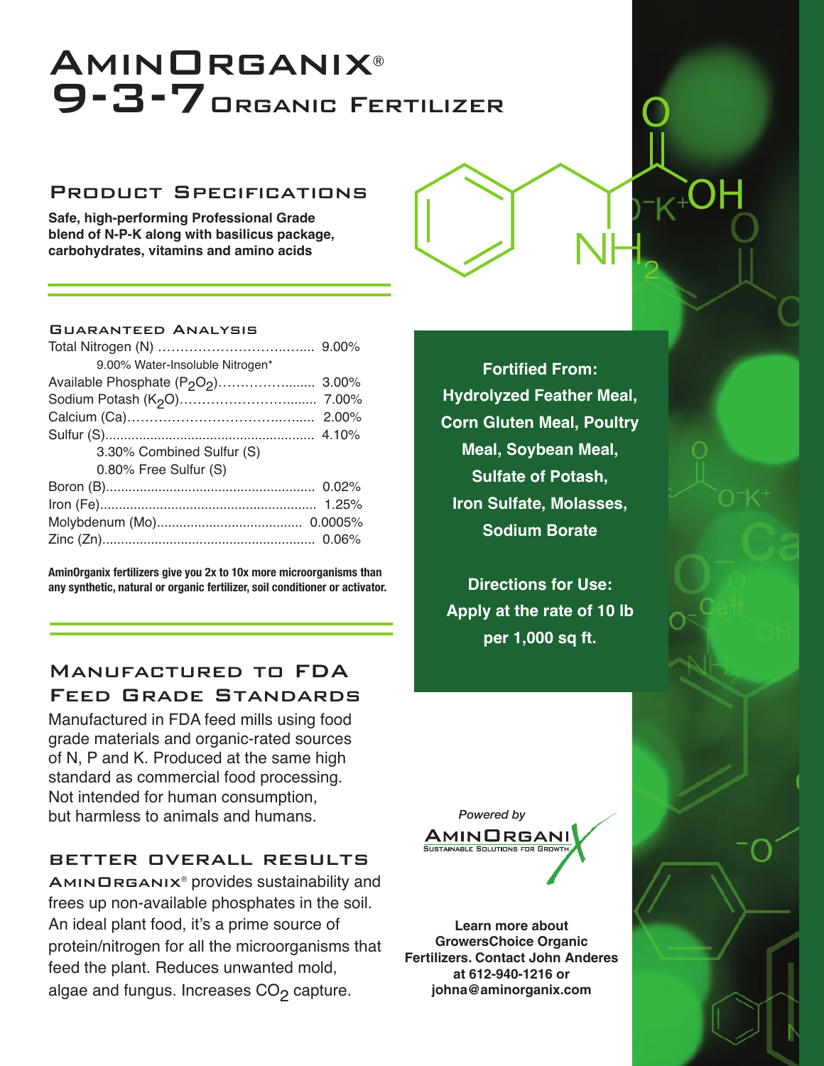# AminOrganix® 9-3-7 Organic Fertilizer

## Product Specifications

**Safe, high-performing Professional Grade blend of N-P-K along with basilicus package, carbohydrates, vitamins and amino acids**

### Guaranteed Analysis

| | |
|---|---|
| Total Nitrogen (N) | 9.00% |
| 9.00% Water-Insoluble Nitrogen* | |
| Available Phosphate ($P_2O_2$) | 3.00% |
| Sodium Potash ($K_2O$) | 7.00% |
| Calcium (Ca) | 2.00% |
| Sulfur (S) | 4.10% |
| 3.30% Combined Sulfur (S) | |
| 0.80% Free Sulfur (S) | |
| Boron (B) | 0.02% |
| Iron (Fe) | 1.25% |
| Molybdenum (Mo) | 0.0005% |
| Zinc (Zn) | 0.06% |

**AminOrganix fertilizers give you 2x to 10x more microorganisms than any synthetic, natural or organic fertilizer, soil conditioner or activator.**

**Fortified From:**
**Hydrolyzed Feather Meal, Corn Gluten Meal, Poultry Meal, Soybean Meal, Sulfate of Potash, Iron Sulfate, Molasses, Sodium Borate**

**Directions for Use:**
**Apply at the rate of 10 lb per 1,000 sq ft.**

## Manufactured to FDA Feed Grade Standards

Manufactured in FDA feed mills using food grade materials and organic-rated sources of N, P and K. Produced at the same high standard as commercial food processing. Not intended for human consumption, but harmless to animals and humans.

## Better Overall Results

AminOrganix® provides sustainability and frees up non-available phosphates in the soil. An ideal plant food, it's a prime source of protein/nitrogen for all the microorganisms that feed the plant. Reduces unwanted mold, algae and fungus. Increases $CO_2$ capture.

*Powered by*
AminOrganix
Sustainable Solutions for Growth

**Learn more about GrowersChoice Organic Fertilizers. Contact John Anderes at 612-940-1216 or johna@aminorganix.com**